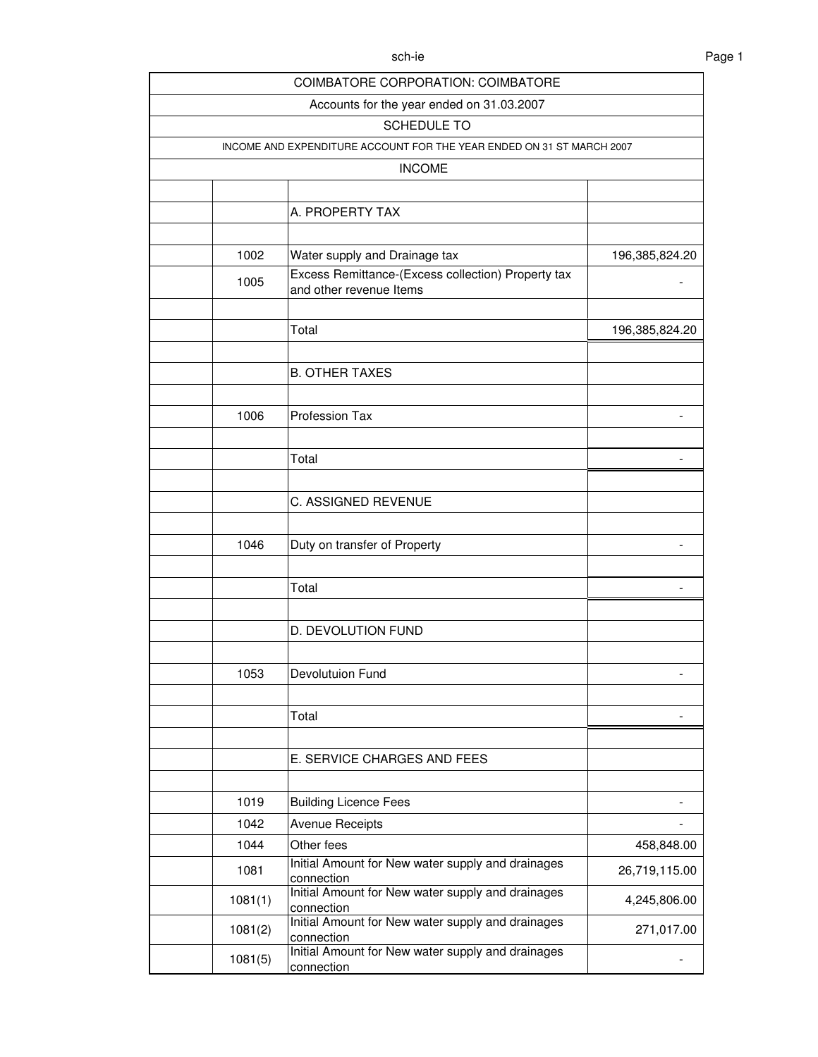COIMBATORE CORPORATION: COIMBATORE

Accounts for the year ended on 31.03.2007

SCHEDULE TO

INCOME AND EXPENDITURE ACCOUNT FOR THE YEAR ENDED ON 31 ST MARCH 2007

INCOME

| | Code | Particulars | Amount |
|---|---|---|---|
| | | A. PROPERTY TAX | |
| | 1002 | Water supply and Drainage tax | 196,385,824.20 |
| | 1005 | Excess Remittance-(Excess collection) Property tax and other revenue Items | - |
| | | Total | 196,385,824.20 |
| | | B. OTHER TAXES | |
| | 1006 | Profession Tax | - |
| | | Total | - |
| | | C. ASSIGNED REVENUE | |
| | 1046 | Duty on transfer of Property | - |
| | | Total | - |
| | | D. DEVOLUTION FUND | |
| | 1053 | Devolutuion Fund | - |
| | | Total | - |
| | | E. SERVICE CHARGES AND FEES | |
| | 1019 | Building Licence Fees | - |
| | 1042 | Avenue Receipts | - |
| | 1044 | Other fees | 458,848.00 |
| | 1081 | Initial Amount for New water supply and drainages connection | 26,719,115.00 |
| | 1081(1) | Initial Amount for New water supply and drainages connection | 4,245,806.00 |
| | 1081(2) | Initial Amount for New water supply and drainages connection | 271,017.00 |
| | 1081(5) | Initial Amount for New water supply and drainages connection | - |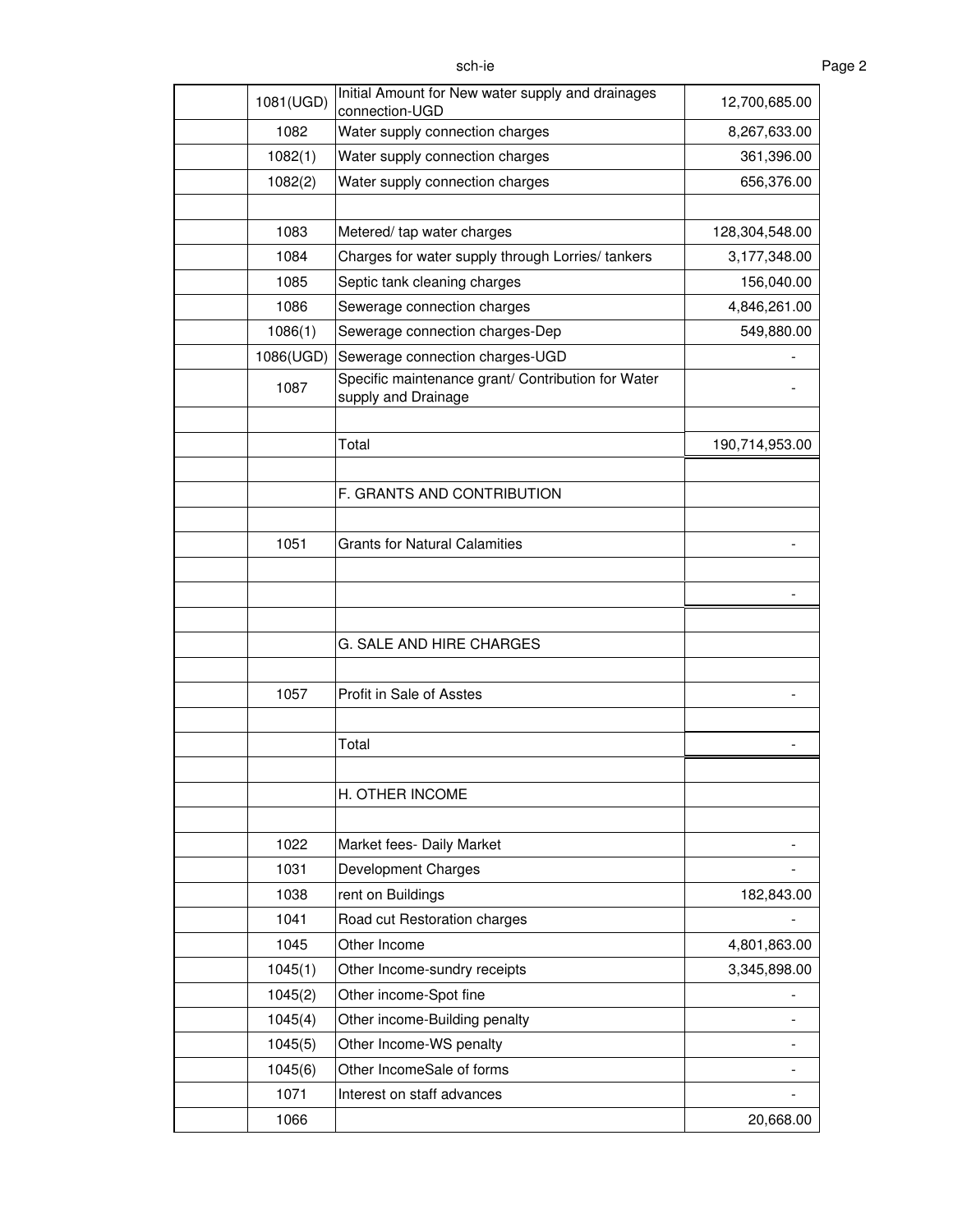| | | | |
|---|---|---|---|
| | 1081(UGD) | Initial Amount for New water supply and drainages connection-UGD | 12,700,685.00 |
| | 1082 | Water supply connection charges | 8,267,633.00 |
| | 1082(1) | Water supply connection charges | 361,396.00 |
| | 1082(2) | Water supply connection charges | 656,376.00 |
| | | | |
| | 1083 | Metered/ tap water charges | 128,304,548.00 |
| | 1084 | Charges for water supply through Lorries/ tankers | 3,177,348.00 |
| | 1085 | Septic tank cleaning charges | 156,040.00 |
| | 1086 | Sewerage connection charges | 4,846,261.00 |
| | 1086(1) | Sewerage connection charges-Dep | 549,880.00 |
| | 1086(UGD) | Sewerage connection charges-UGD | - |
| | 1087 | Specific maintenance grant/ Contribution for Water supply and Drainage | - |
| | | | |
| | | Total | 190,714,953.00 |
| | | | |
| | | F. GRANTS AND CONTRIBUTION | |
| | | | |
| | 1051 | Grants for Natural Calamities | - |
| | | | |
| | | | - |
| | | | |
| | | G. SALE AND HIRE CHARGES | |
| | | | |
| | 1057 | Profit in Sale of Asstes | - |
| | | | |
| | | Total | - |
| | | | |
| | | H. OTHER INCOME | |
| | | | |
| | 1022 | Market fees- Daily Market | - |
| | 1031 | Development Charges | - |
| | 1038 | rent on Buildings | 182,843.00 |
| | 1041 | Road cut Restoration charges | - |
| | 1045 | Other Income | 4,801,863.00 |
| | 1045(1) | Other Income-sundry receipts | 3,345,898.00 |
| | 1045(2) | Other income-Spot fine | - |
| | 1045(4) | Other income-Building penalty | - |
| | 1045(5) | Other Income-WS penalty | - |
| | 1045(6) | Other IncomeSale of forms | - |
| | 1071 | Interest on staff advances | - |
| | 1066 | | 20,668.00 |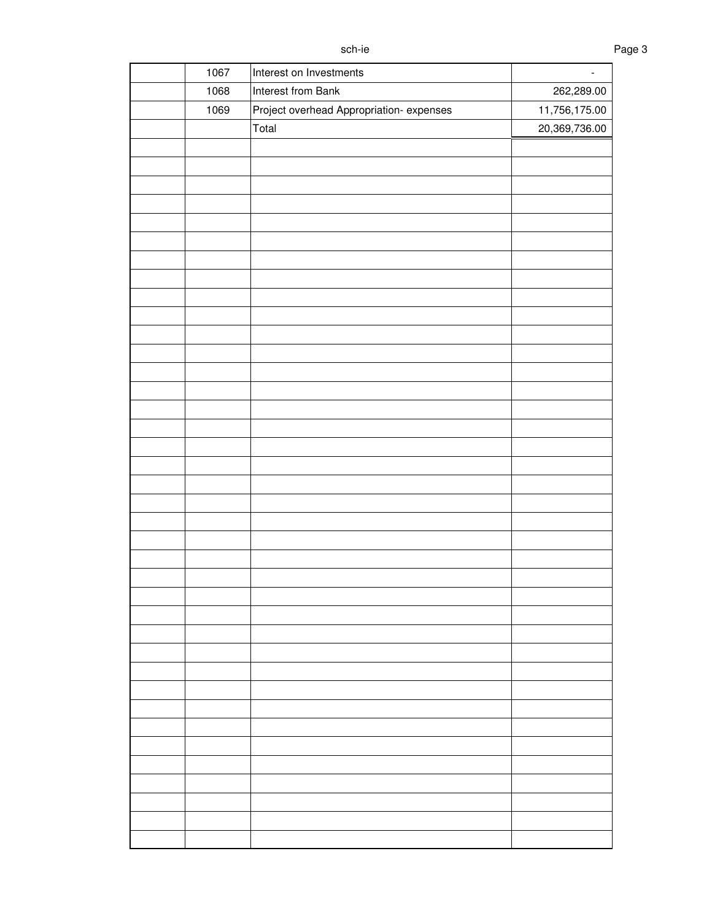|  |  |  |  |
|---|---|---|---|
|  | 1067 | Interest on Investments | - |
|  | 1068 | Interest from Bank | 262,289.00 |
|  | 1069 | Project overhead Appropriation- expenses | 11,756,175.00 |
|  |  | Total | 20,369,736.00 |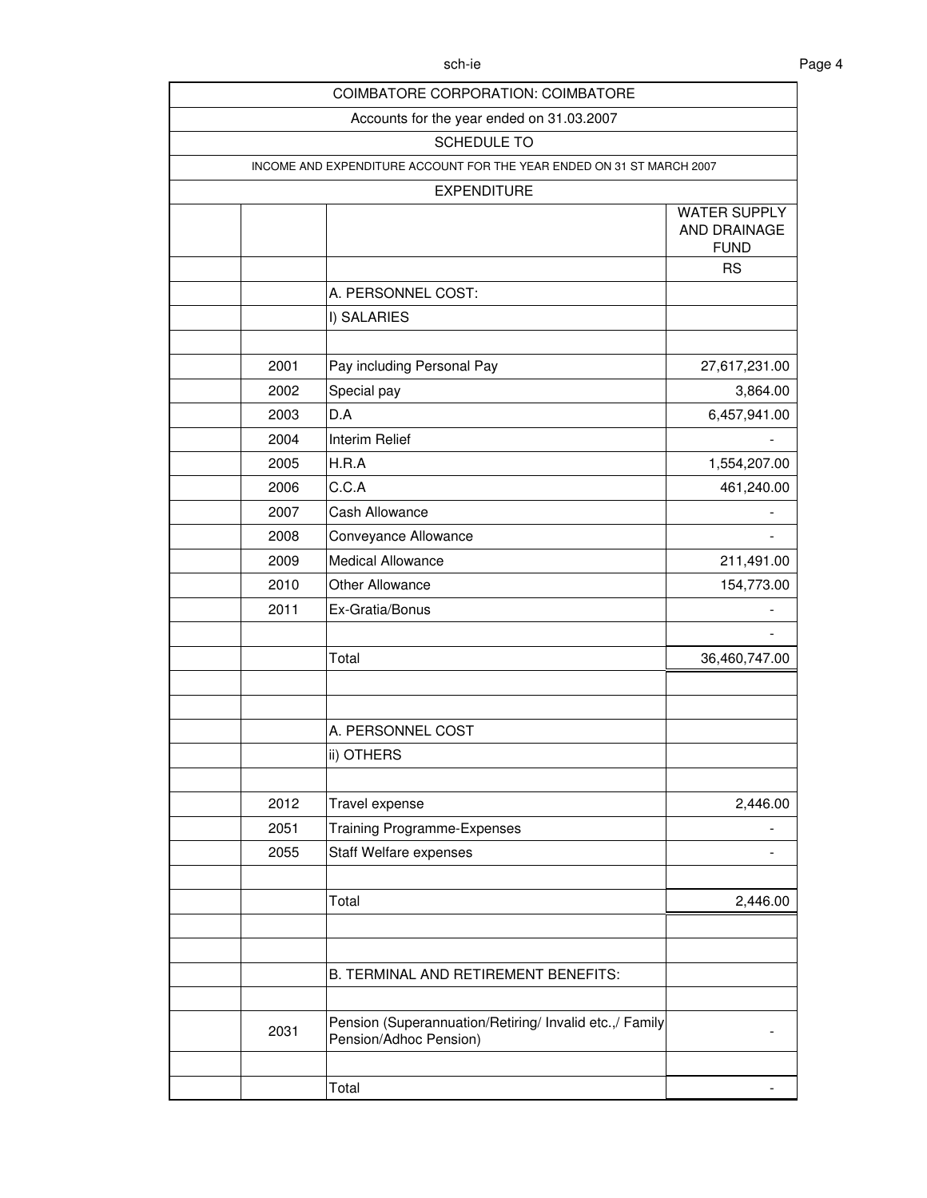| | | | |
|---|---|---|---|
| COIMBATORE CORPORATION: COIMBATORE | | | |
| Accounts for the year ended on 31.03.2007 | | | |
| SCHEDULE TO | | | |
| INCOME AND EXPENDITURE ACCOUNT FOR THE YEAR ENDED ON 31 ST MARCH 2007 | | | |
| EXPENDITURE | | | |
| | | | WATER SUPPLY AND DRAINAGE FUND |
| | | | RS |
| | | A. PERSONNEL COST: | |
| | | I) SALARIES | |
| | | | |
| | 2001 | Pay including Personal Pay | 27,617,231.00 |
| | 2002 | Special pay | 3,864.00 |
| | 2003 | D.A | 6,457,941.00 |
| | 2004 | Interim Relief | - |
| | 2005 | H.R.A | 1,554,207.00 |
| | 2006 | C.C.A | 461,240.00 |
| | 2007 | Cash Allowance | - |
| | 2008 | Conveyance Allowance | - |
| | 2009 | Medical Allowance | 211,491.00 |
| | 2010 | Other Allowance | 154,773.00 |
| | 2011 | Ex-Gratia/Bonus | - |
| | | | - |
| | | Total | 36,460,747.00 |
| | | | |
| | | | |
| | | A. PERSONNEL COST | |
| | | ii) OTHERS | |
| | | | |
| | 2012 | Travel expense | 2,446.00 |
| | 2051 | Training Programme-Expenses | - |
| | 2055 | Staff Welfare expenses | - |
| | | | |
| | | Total | 2,446.00 |
| | | | |
| | | | |
| | | B. TERMINAL AND RETIREMENT BENEFITS: | |
| | | | |
| | 2031 | Pension (Superannuation/Retiring/ Invalid etc.,/ Family Pension/Adhoc Pension) | - |
| | | | |
| | | Total | - |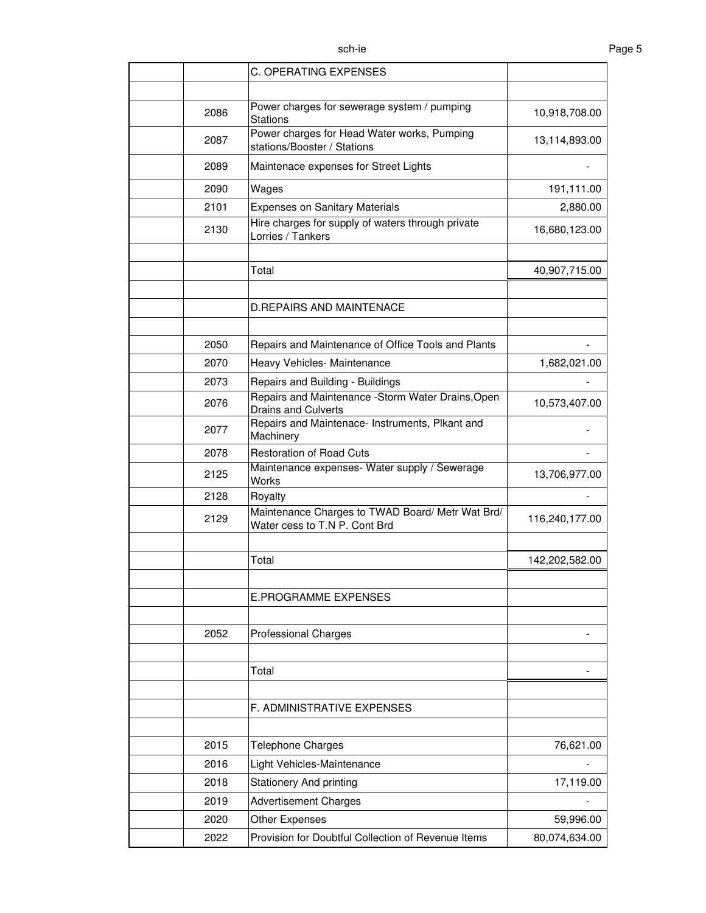| | | | |
|---|---|---|---|
| | | C. OPERATING EXPENSES | |
| | | | |
| | 2086 | Power charges for sewerage system / pumping Stations | 10,918,708.00 |
| | 2087 | Power charges for Head Water works, Pumping stations/Booster / Stations | 13,114,893.00 |
| | 2089 | Maintenace expenses for Street Lights | - |
| | 2090 | Wages | 191,111.00 |
| | 2101 | Expenses on Sanitary Materials | 2,880.00 |
| | 2130 | Hire charges for supply of waters through private Lorries / Tankers | 16,680,123.00 |
| | | | |
| | | Total | 40,907,715.00 |
| | | | |
| | | D.REPAIRS AND MAINTENACE | |
| | | | |
| | 2050 | Repairs and Maintenance of Office Tools and Plants | - |
| | 2070 | Heavy Vehicles- Maintenance | 1,682,021.00 |
| | 2073 | Repairs and Building - Buildings | - |
| | 2076 | Repairs and Maintenance -Storm Water Drains,Open Drains and Culverts | 10,573,407.00 |
| | 2077 | Repairs and Maintenace- Instruments, Plkant and Machinery | - |
| | 2078 | Restoration of Road Cuts | - |
| | 2125 | Maintenance expenses- Water supply / Sewerage Works | 13,706,977.00 |
| | 2128 | Royalty | - |
| | 2129 | Maintenance Charges to TWAD Board/ Metr Wat Brd/ Water cess to T.N P. Cont Brd | 116,240,177.00 |
| | | | |
| | | Total | 142,202,582.00 |
| | | | |
| | | E.PROGRAMME EXPENSES | |
| | | | |
| | 2052 | Professional Charges | - |
| | | | |
| | | Total | - |
| | | | |
| | | F. ADMINISTRATIVE EXPENSES | |
| | | | |
| | 2015 | Telephone Charges | 76,621.00 |
| | 2016 | Light Vehicles-Maintenance | - |
| | 2018 | Stationery And printing | 17,119.00 |
| | 2019 | Advertisement Charges | - |
| | 2020 | Other Expenses | 59,996.00 |
| | 2022 | Provision for Doubtful Collection of Revenue Items | 80,074,634.00 |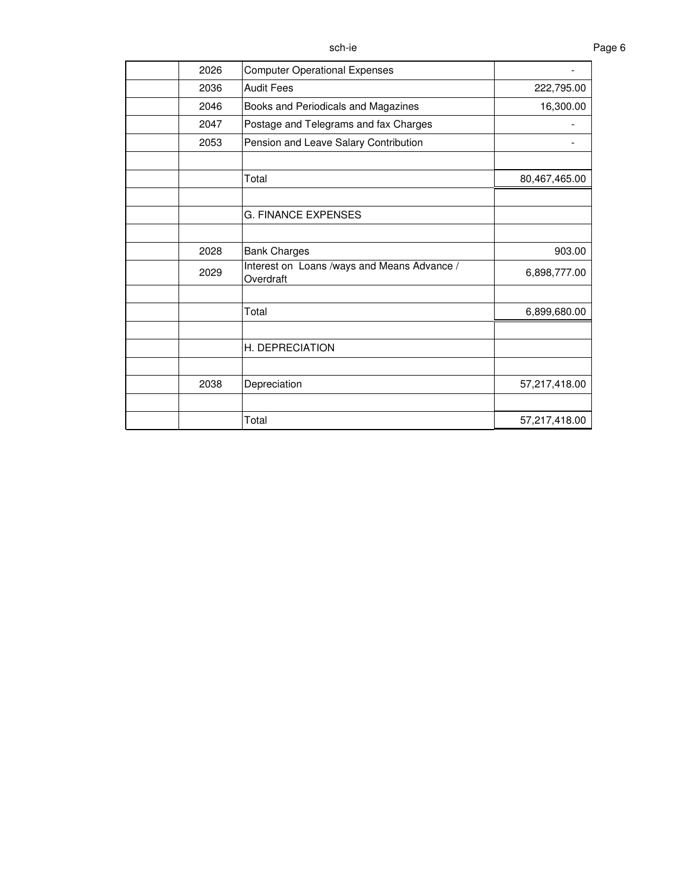| | | | |
|---|---|---|---|
| | 2026 | Computer Operational Expenses | - |
| | 2036 | Audit Fees | 222,795.00 |
| | 2046 | Books and Periodicals and Magazines | 16,300.00 |
| | 2047 | Postage and Telegrams and fax Charges | - |
| | 2053 | Pension and Leave Salary Contribution | - |
| | | | |
| | | Total | 80,467,465.00 |
| | | | |
| | | G. FINANCE EXPENSES | |
| | | | |
| | 2028 | Bank Charges | 903.00 |
| | 2029 | Interest on Loans /ways and Means Advance / Overdraft | 6,898,777.00 |
| | | | |
| | | Total | 6,899,680.00 |
| | | | |
| | | H. DEPRECIATION | |
| | | | |
| | 2038 | Depreciation | 57,217,418.00 |
| | | | |
| | | Total | 57,217,418.00 |